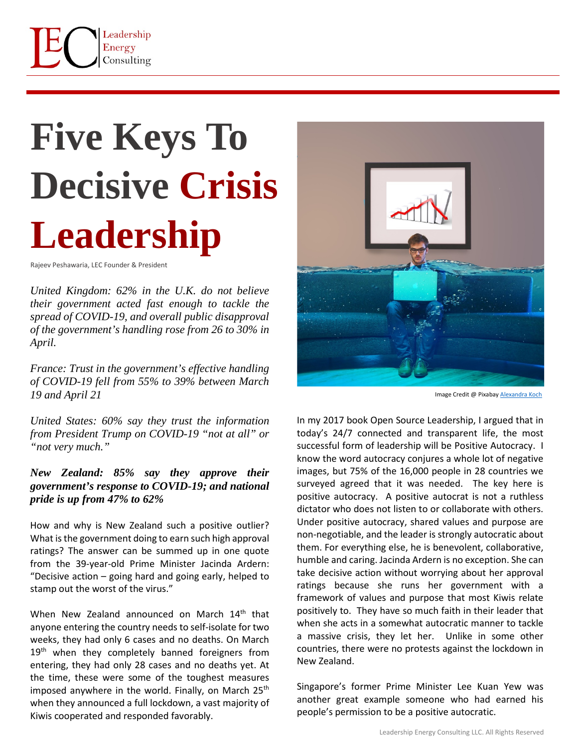# Five Keys To Decisive Crisis Leadership

Rajeev Peshawaria, LEC Founder & President

*United Kingdom: 62% in the U.K. do not believe their government acted fast enough to tackle the spread of COVID-19, and overall public disapproval of the government's handling rose from 26 to 30% in April.*

*France: Trust in the government's effective handling of COVID-19 fell from 55% to 39% between March 19 and April 21*

*United States: 60% say they trust the information from President Trump on COVID-19 "not at all" or "not very much."*

***New Zealand: 85% say they approve their government's response to COVID-19; and national pride is up from 47% to 62%***

How and why is New Zealand such a positive outlier? What is the government doing to earn such high approval ratings? The answer can be summed up in one quote from the 39-year-old Prime Minister Jacinda Ardern: "Decisive action – going hard and going early, helped to stamp out the worst of the virus."

When New Zealand announced on March 14th that anyone entering the country needs to self-isolate for two weeks, they had only 6 cases and no deaths. On March 19th when they completely banned foreigners from entering, they had only 28 cases and no deaths yet. At the time, these were some of the toughest measures imposed anywhere in the world. Finally, on March 25th when they announced a full lockdown, a vast majority of Kiwis cooperated and responded favorably.

Image Credit @ Pixabay Alexandra Koch

In my 2017 book Open Source Leadership, I argued that in today's 24/7 connected and transparent life, the most successful form of leadership will be Positive Autocracy. I know the word autocracy conjures a whole lot of negative images, but 75% of the 16,000 people in 28 countries we surveyed agreed that it was needed. The key here is positive autocracy. A positive autocrat is not a ruthless dictator who does not listen to or collaborate with others. Under positive autocracy, shared values and purpose are non-negotiable, and the leader is strongly autocratic about them. For everything else, he is benevolent, collaborative, humble and caring. Jacinda Ardern is no exception. She can take decisive action without worrying about her approval ratings because she runs her government with a framework of values and purpose that most Kiwis relate positively to. They have so much faith in their leader that when she acts in a somewhat autocratic manner to tackle a massive crisis, they let her. Unlike in some other countries, there were no protests against the lockdown in New Zealand.

Singapore's former Prime Minister Lee Kuan Yew was another great example someone who had earned his people's permission to be a positive autocratic.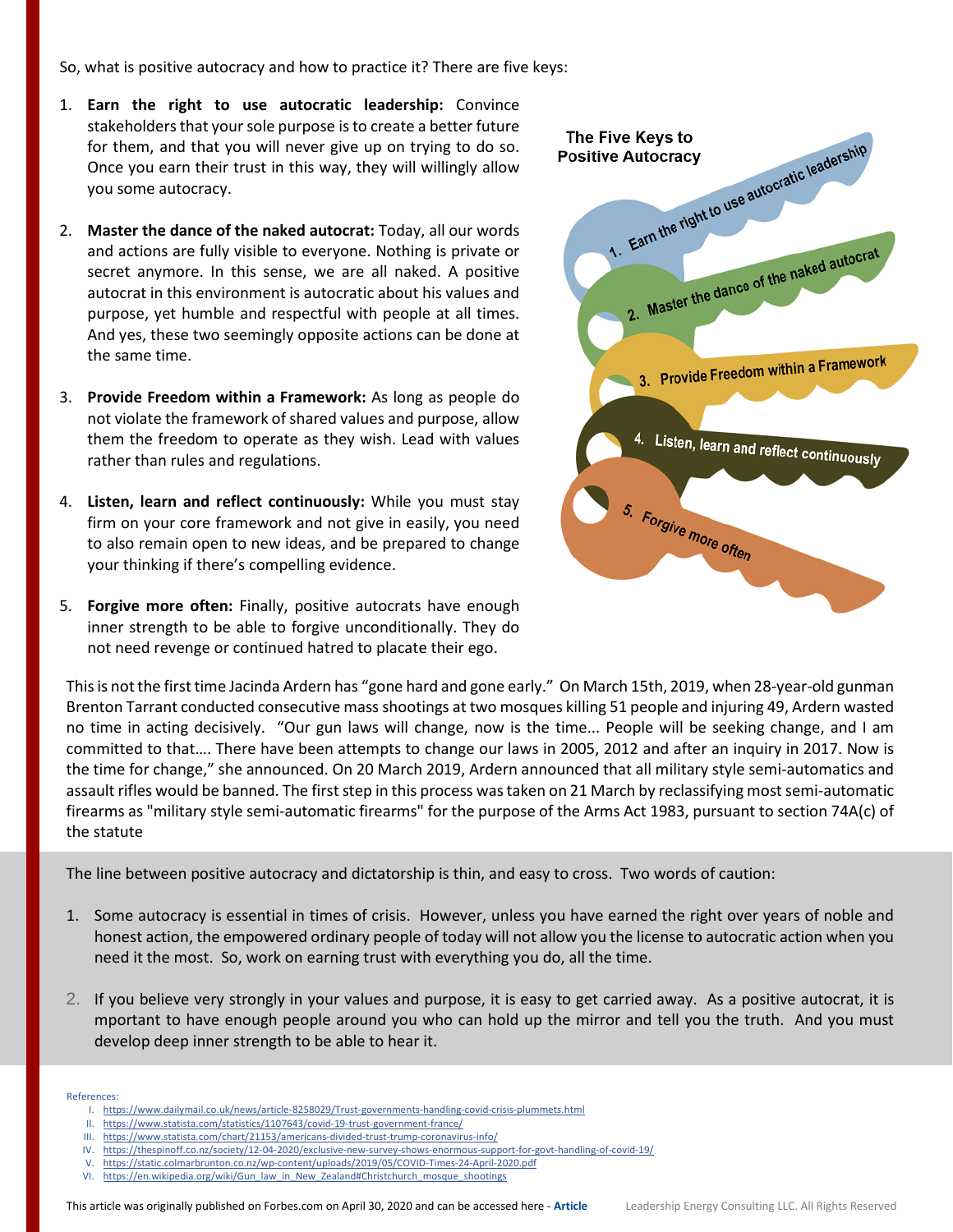So, what is positive autocracy and how to practice it? There are five keys:

1. **Earn the right to use autocratic leadership:** Convince stakeholders that your sole purpose is to create a better future for them, and that you will never give up on trying to do so. Once you earn their trust in this way, they will willingly allow you some autocracy.

2. **Master the dance of the naked autocrat:** Today, all our words and actions are fully visible to everyone. Nothing is private or secret anymore. In this sense, we are all naked. A positive autocrat in this environment is autocratic about his values and purpose, yet humble and respectful with people at all times. And yes, these two seemingly opposite actions can be done at the same time.

3. **Provide Freedom within a Framework:** As long as people do not violate the framework of shared values and purpose, allow them the freedom to operate as they wish. Lead with values rather than rules and regulations.

4. **Listen, learn and reflect continuously:** While you must stay firm on your core framework and not give in easily, you need to also remain open to new ideas, and be prepared to change your thinking if there's compelling evidence.

5. **Forgive more often:** Finally, positive autocrats have enough inner strength to be able to forgive unconditionally. They do not need revenge or continued hatred to placate their ego.

The Five Keys to Positive Autocracy

1. Earn the right to use autocratic leadership
2. Master the dance of the naked autocrat
3. Provide Freedom within a Framework
4. Listen, learn and reflect continuously
5. Forgive more often

This is not the first time Jacinda Ardern has "gone hard and gone early." On March 15th, 2019, when 28-year-old gunman Brenton Tarrant conducted consecutive mass shootings at two mosques killing 51 people and injuring 49, Ardern wasted no time in acting decisively. "Our gun laws will change, now is the time... People will be seeking change, and I am committed to that…. There have been attempts to change our laws in 2005, 2012 and after an inquiry in 2017. Now is the time for change," she announced. On 20 March 2019, Ardern announced that all military style semi-automatics and assault rifles would be banned. The first step in this process was taken on 21 March by reclassifying most semi-automatic firearms as "military style semi-automatic firearms" for the purpose of the Arms Act 1983, pursuant to section 74A(c) of the statute

The line between positive autocracy and dictatorship is thin, and easy to cross. Two words of caution:

1. Some autocracy is essential in times of crisis. However, unless you have earned the right over years of noble and honest action, the empowered ordinary people of today will not allow you the license to autocratic action when you need it the most. So, work on earning trust with everything you do, all the time.

2. If you believe very strongly in your values and purpose, it is easy to get carried away. As a positive autocrat, it is mportant to have enough people around you who can hold up the mirror and tell you the truth. And you must develop deep inner strength to be able to hear it.

References:

I. https://www.dailymail.co.uk/news/article-8258029/Trust-governments-handling-covid-crisis-plummets.html
II. https://www.statista.com/statistics/1107643/covid-19-trust-government-france/
III. https://www.statista.com/chart/21153/americans-divided-trust-trump-coronavirus-info/
IV. https://thespinoff.co.nz/society/12-04-2020/exclusive-new-survey-shows-enormous-support-for-govt-handling-of-covid-19/
V. https://static.colmarbrunton.co.nz/wp-content/uploads/2019/05/COVID-Times-24-April-2020.pdf
VI. https://en.wikipedia.org/wiki/Gun_law_in_New_Zealand#Christchurch_mosque_shootings

This article was originally published on Forbes.com on April 30, 2020 and can be accessed here - **Article**

Leadership Energy Consulting LLC. All Rights Reserved